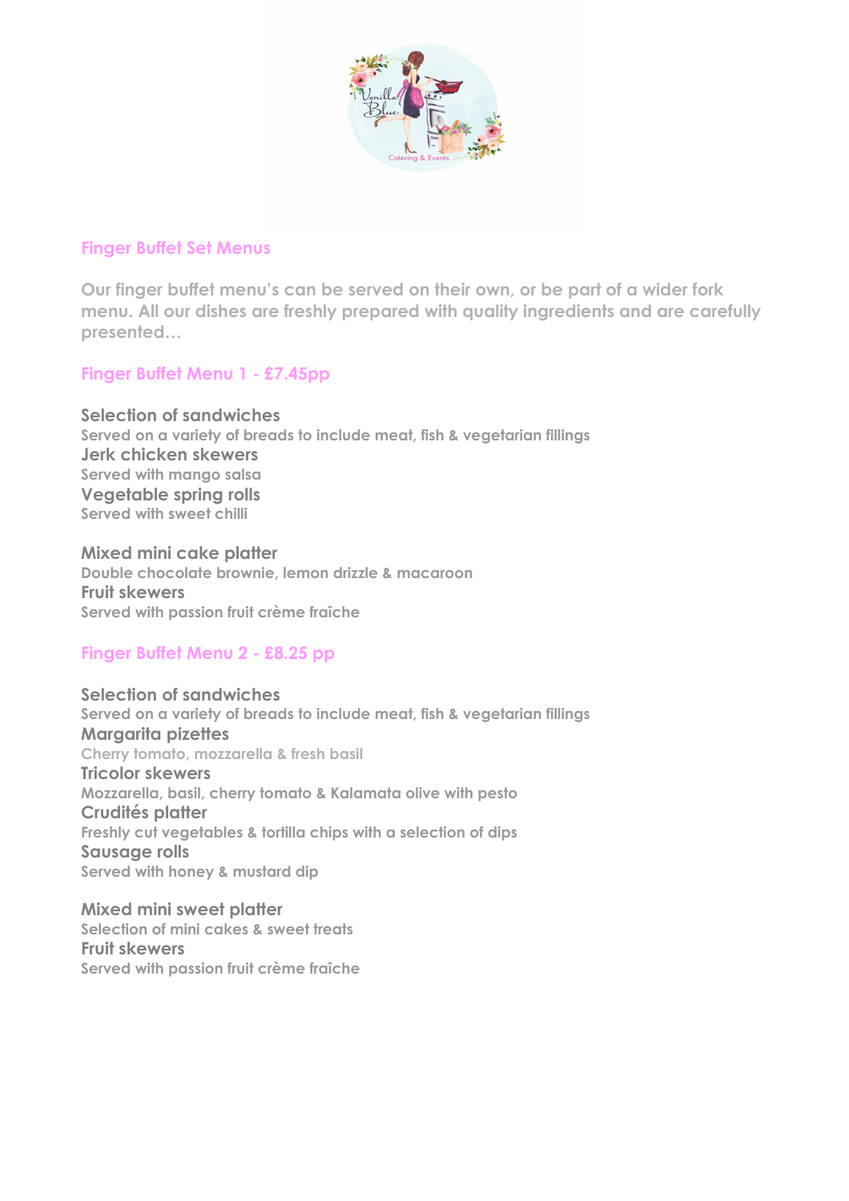## Finger Buffet Set Menus

Our finger buffet menu's can be served on their own, or be part of a wider fork menu. All our dishes are freshly prepared with quality ingredients and are carefully presented…

### Finger Buffet Menu 1 - £7.45pp

**Selection of sandwiches**
Served on a variety of breads to include meat, fish & vegetarian fillings
**Jerk chicken skewers**
Served with mango salsa
**Vegetable spring rolls**
Served with sweet chilli

**Mixed mini cake platter**
Double chocolate brownie, lemon drizzle & macaroon
**Fruit skewers**
Served with passion fruit crème fraîche

### Finger Buffet Menu 2 - £8.25 pp

**Selection of sandwiches**
Served on a variety of breads to include meat, fish & vegetarian fillings
**Margarita pizettes**
Cherry tomato, mozzarella & fresh basil
**Tricolor skewers**
Mozzarella, basil, cherry tomato & Kalamata olive with pesto
**Crudités platter**
Freshly cut vegetables & tortilla chips with a selection of dips
**Sausage rolls**
Served with honey & mustard dip

**Mixed mini sweet platter**
Selection of mini cakes & sweet treats
**Fruit skewers**
Served with passion fruit crème fraîche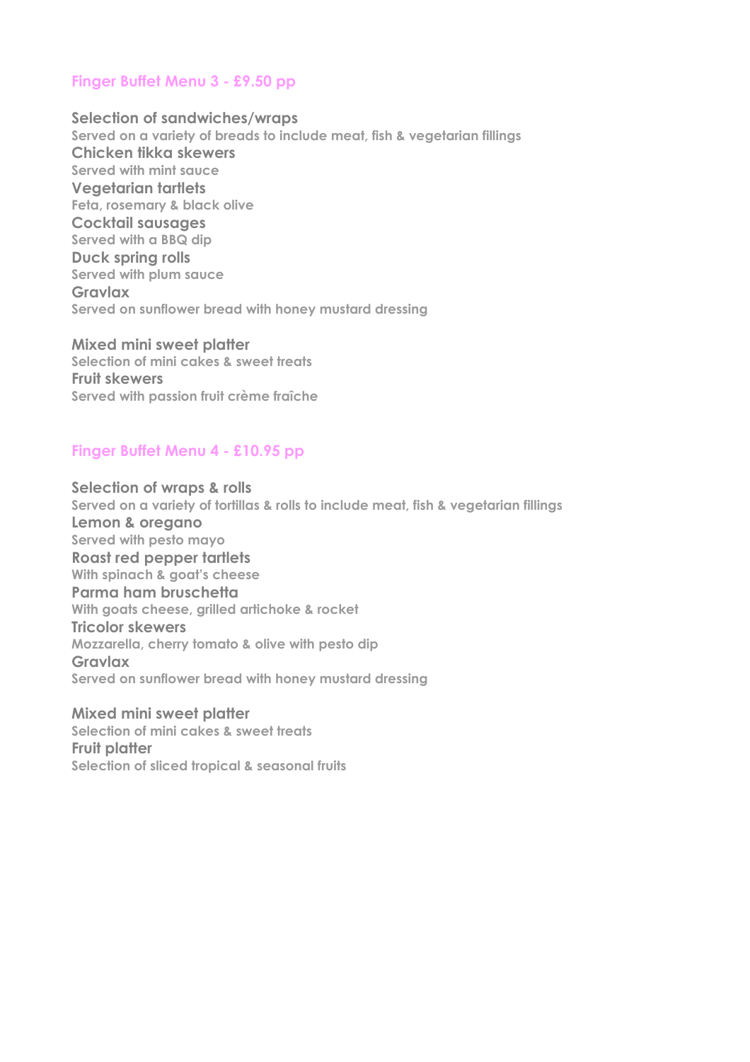## Finger Buffet Menu 3 - £9.50 pp

**Selection of sandwiches/wraps**
Served on a variety of breads to include meat, fish & vegetarian fillings
**Chicken tikka skewers**
Served with mint sauce
**Vegetarian tartlets**
Feta, rosemary & black olive
**Cocktail sausages**
Served with a BBQ dip
**Duck spring rolls**
Served with plum sauce
**Gravlax**
Served on sunflower bread with honey mustard dressing

**Mixed mini sweet platter**
Selection of mini cakes & sweet treats
**Fruit skewers**
Served with passion fruit crème fraîche

## Finger Buffet Menu 4 - £10.95 pp

**Selection of wraps & rolls**
Served on a variety of tortillas & rolls to include meat, fish & vegetarian fillings
**Lemon & oregano**
Served with pesto mayo
**Roast red pepper tartlets**
With spinach & goat's cheese
**Parma ham bruschetta**
With goats cheese, grilled artichoke & rocket
**Tricolor skewers**
Mozzarella, cherry tomato & olive with pesto dip
**Gravlax**
Served on sunflower bread with honey mustard dressing

**Mixed mini sweet platter**
Selection of mini cakes & sweet treats
**Fruit platter**
Selection of sliced tropical & seasonal fruits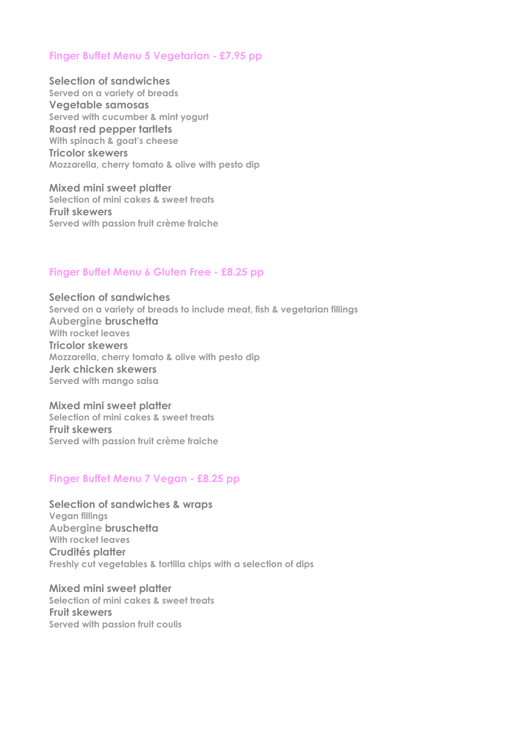## Finger Buffet Menu 5 Vegetarian - £7.95 pp

**Selection of sandwiches**
Served on a variety of breads
**Vegetable samosas**
Served with cucumber & mint yogurt
**Roast red pepper tartlets**
With spinach & goat's cheese
**Tricolor skewers**
Mozzarella, cherry tomato & olive with pesto dip

**Mixed mini sweet platter**
Selection of mini cakes & sweet treats
**Fruit skewers**
Served with passion fruit crème fraiche

## Finger Buffet Menu 6 Gluten Free - £8.25 pp

**Selection of sandwiches**
Served on a variety of breads to include meat, fish & vegetarian fillings
**Aubergine bruschetta**
With rocket leaves
**Tricolor skewers**
Mozzarella, cherry tomato & olive with pesto dip
**Jerk chicken skewers**
Served with mango salsa

**Mixed mini sweet platter**
Selection of mini cakes & sweet treats
**Fruit skewers**
Served with passion fruit crème fraiche

## Finger Buffet Menu 7 Vegan - £8.25 pp

**Selection of sandwiches & wraps**
Vegan fillings
**Aubergine bruschetta**
With rocket leaves
**Crudités platter**
Freshly cut vegetables & tortilla chips with a selection of dips

**Mixed mini sweet platter**
Selection of mini cakes & sweet treats
**Fruit skewers**
Served with passion fruit coulis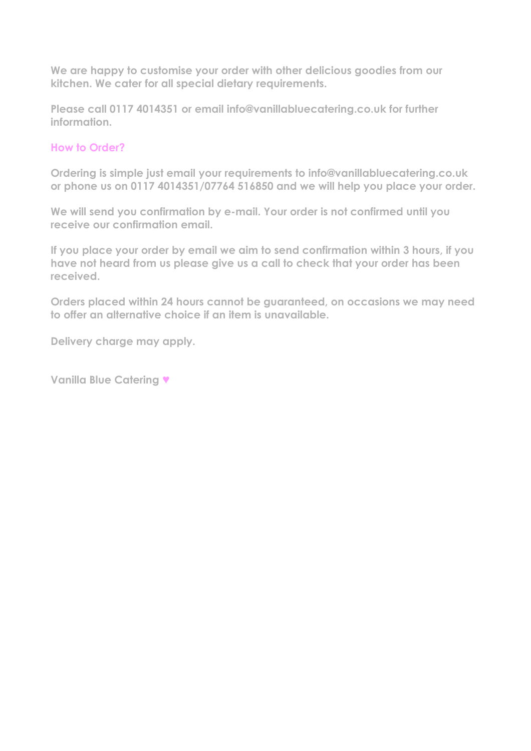**We are happy to customise your order with other delicious goodies from our kitchen. We cater for all special dietary requirements.**

**Please call 0117 4014351 or email info@vanillabluecatering.co.uk for further information.**

## How to Order?

**Ordering is simple just email your requirements to info@vanillabluecatering.co.uk or phone us on 0117 4014351/07764 516850 and we will help you place your order.**

**We will send you confirmation by e-mail. Your order is not confirmed until you receive our confirmation email.**

**If you place your order by email we aim to send confirmation within 3 hours, if you have not heard from us please give us a call to check that your order has been received.**

**Orders placed within 24 hours cannot be guaranteed, on occasions we may need to offer an alternative choice if an item is unavailable.**

**Delivery charge may apply.**

**Vanilla Blue Catering ♥**